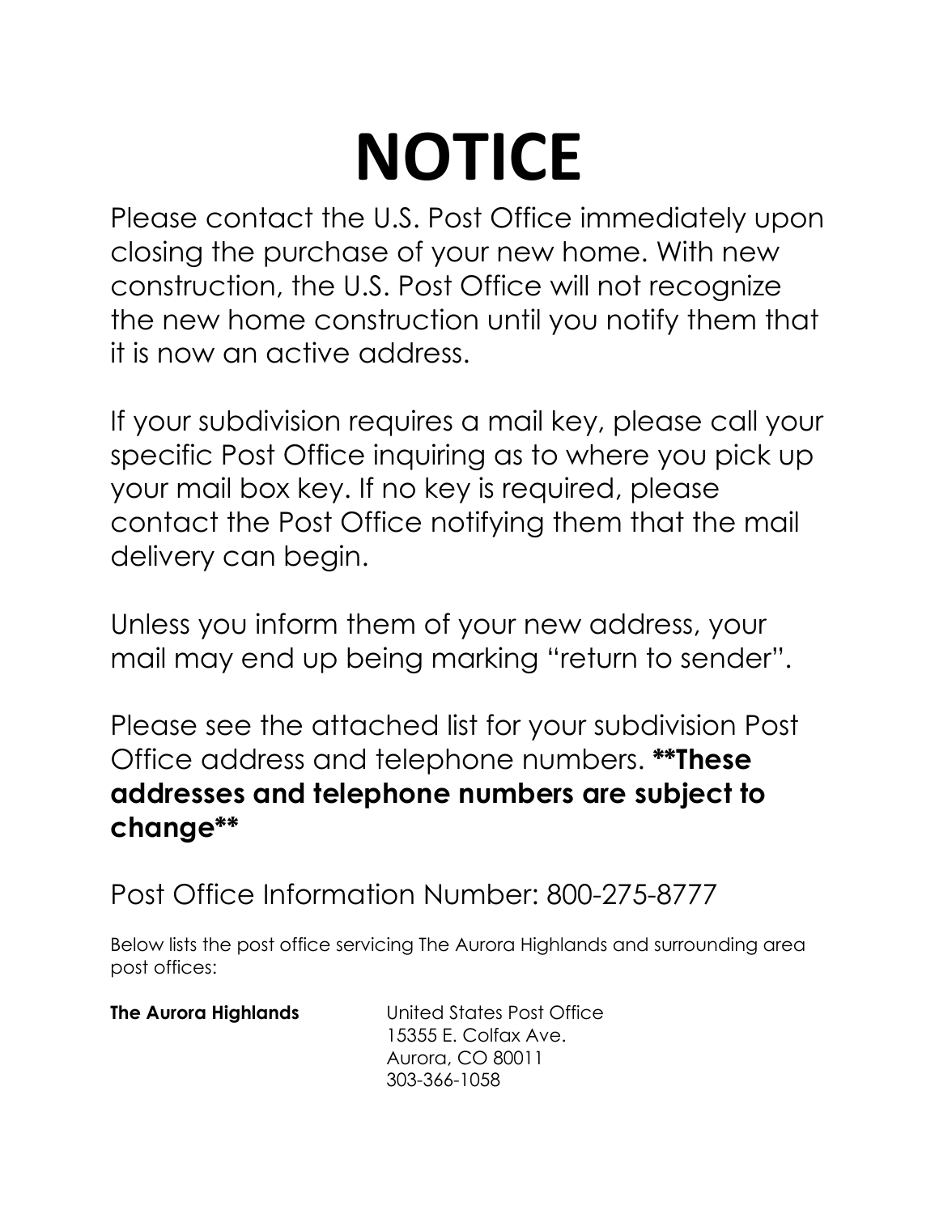# NOTICE

Please contact the U.S. Post Office immediately upon closing the purchase of your new home. With new construction, the U.S. Post Office will not recognize the new home construction until you notify them that it is now an active address.

If your subdivision requires a mail key, please call your specific Post Office inquiring as to where you pick up your mail box key. If no key is required, please contact the Post Office notifying them that the mail delivery can begin.

Unless you inform them of your new address, your mail may end up being marking "return to sender".

Please see the attached list for your subdivision Post Office address and telephone numbers. **\*\*These addresses and telephone numbers are subject to change\*\***

Post Office Information Number: 800-275-8777

Below lists the post office servicing The Aurora Highlands and surrounding area post offices:

**The Aurora Highlands**

United States Post Office
15355 E. Colfax Ave.
Aurora, CO 80011
303-366-1058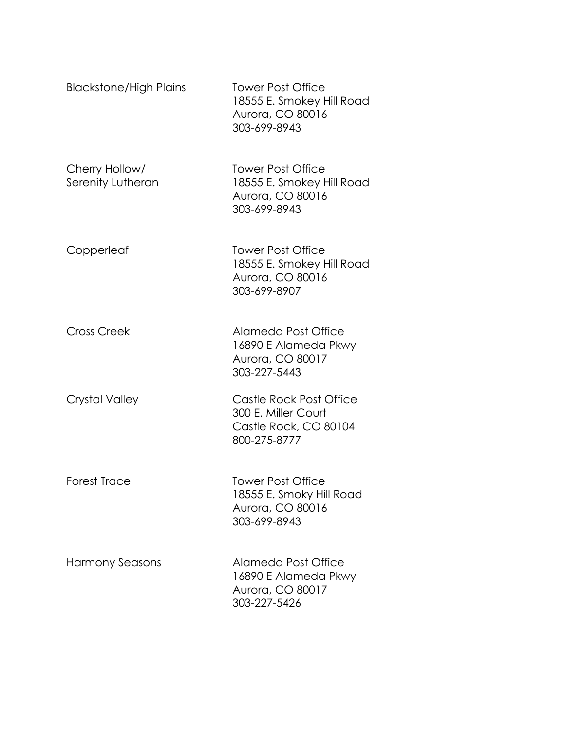| | |
|---|---|
| Blackstone/High Plains | Tower Post Office<br>18555 E. Smokey Hill Road<br>Aurora, CO 80016<br>303-699-8943 |
| Cherry Hollow/<br>Serenity Lutheran | Tower Post Office<br>18555 E. Smokey Hill Road<br>Aurora, CO 80016<br>303-699-8943 |
| Copperleaf | Tower Post Office<br>18555 E. Smokey Hill Road<br>Aurora, CO 80016<br>303-699-8907 |
| Cross Creek | Alameda Post Office<br>16890 E Alameda Pkwy<br>Aurora, CO 80017<br>303-227-5443 |
| Crystal Valley | Castle Rock Post Office<br>300 E. Miller Court<br>Castle Rock, CO 80104<br>800-275-8777 |
| Forest Trace | Tower Post Office<br>18555 E. Smoky Hill Road<br>Aurora, CO 80016<br>303-699-8943 |
| Harmony Seasons | Alameda Post Office<br>16890 E Alameda Pkwy<br>Aurora, CO 80017<br>303-227-5426 |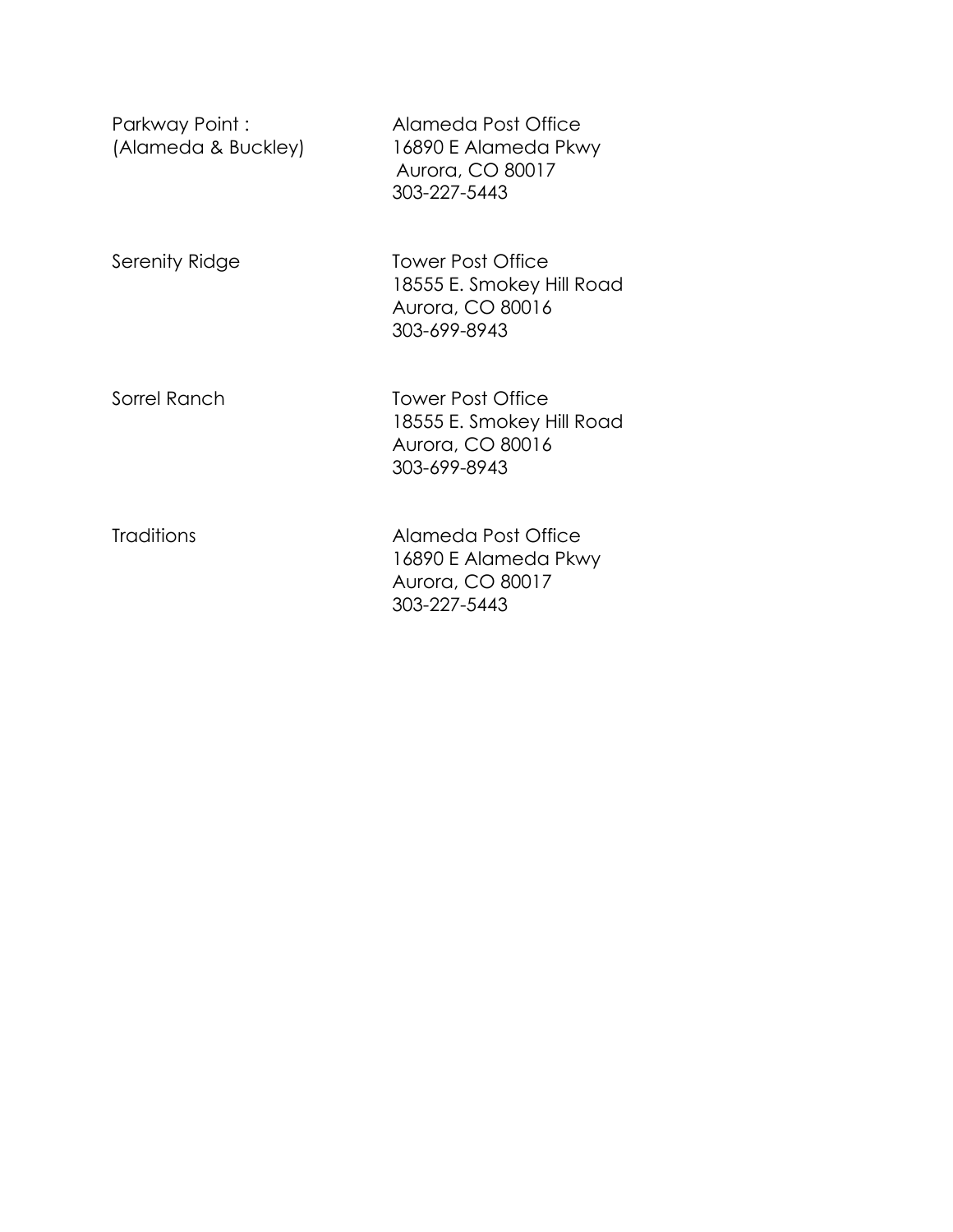| | |
|---|---|
| Parkway Point :<br>(Alameda & Buckley) | Alameda Post Office<br>16890 E Alameda Pkwy<br>Aurora, CO 80017<br>303-227-5443 |
| Serenity Ridge | Tower Post Office<br>18555 E. Smokey Hill Road<br>Aurora, CO 80016<br>303-699-8943 |
| Sorrel Ranch | Tower Post Office<br>18555 E. Smokey Hill Road<br>Aurora, CO 80016<br>303-699-8943 |
| Traditions | Alameda Post Office<br>16890 E Alameda Pkwy<br>Aurora, CO 80017<br>303-227-5443 |